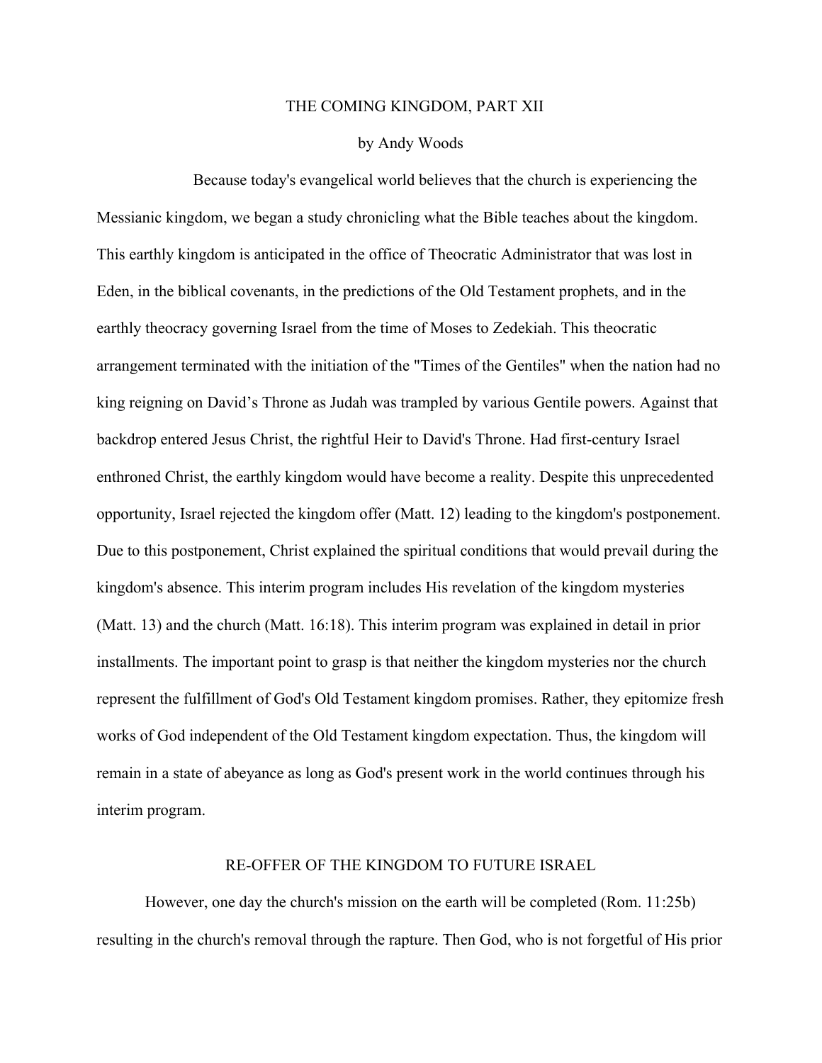# THE COMING KINGDOM, PART XII

by Andy Woods

Because today's evangelical world believes that the church is experiencing the Messianic kingdom, we began a study chronicling what the Bible teaches about the kingdom. This earthly kingdom is anticipated in the office of Theocratic Administrator that was lost in Eden, in the biblical covenants, in the predictions of the Old Testament prophets, and in the earthly theocracy governing Israel from the time of Moses to Zedekiah. This theocratic arrangement terminated with the initiation of the "Times of the Gentiles" when the nation had no king reigning on David's Throne as Judah was trampled by various Gentile powers. Against that backdrop entered Jesus Christ, the rightful Heir to David's Throne. Had first-century Israel enthroned Christ, the earthly kingdom would have become a reality. Despite this unprecedented opportunity, Israel rejected the kingdom offer (Matt. 12) leading to the kingdom's postponement. Due to this postponement, Christ explained the spiritual conditions that would prevail during the kingdom's absence. This interim program includes His revelation of the kingdom mysteries (Matt. 13) and the church (Matt. 16:18). This interim program was explained in detail in prior installments. The important point to grasp is that neither the kingdom mysteries nor the church represent the fulfillment of God's Old Testament kingdom promises. Rather, they epitomize fresh works of God independent of the Old Testament kingdom expectation. Thus, the kingdom will remain in a state of abeyance as long as God's present work in the world continues through his interim program.

## RE-OFFER OF THE KINGDOM TO FUTURE ISRAEL

However, one day the church's mission on the earth will be completed (Rom. 11:25b) resulting in the church's removal through the rapture. Then God, who is not forgetful of His prior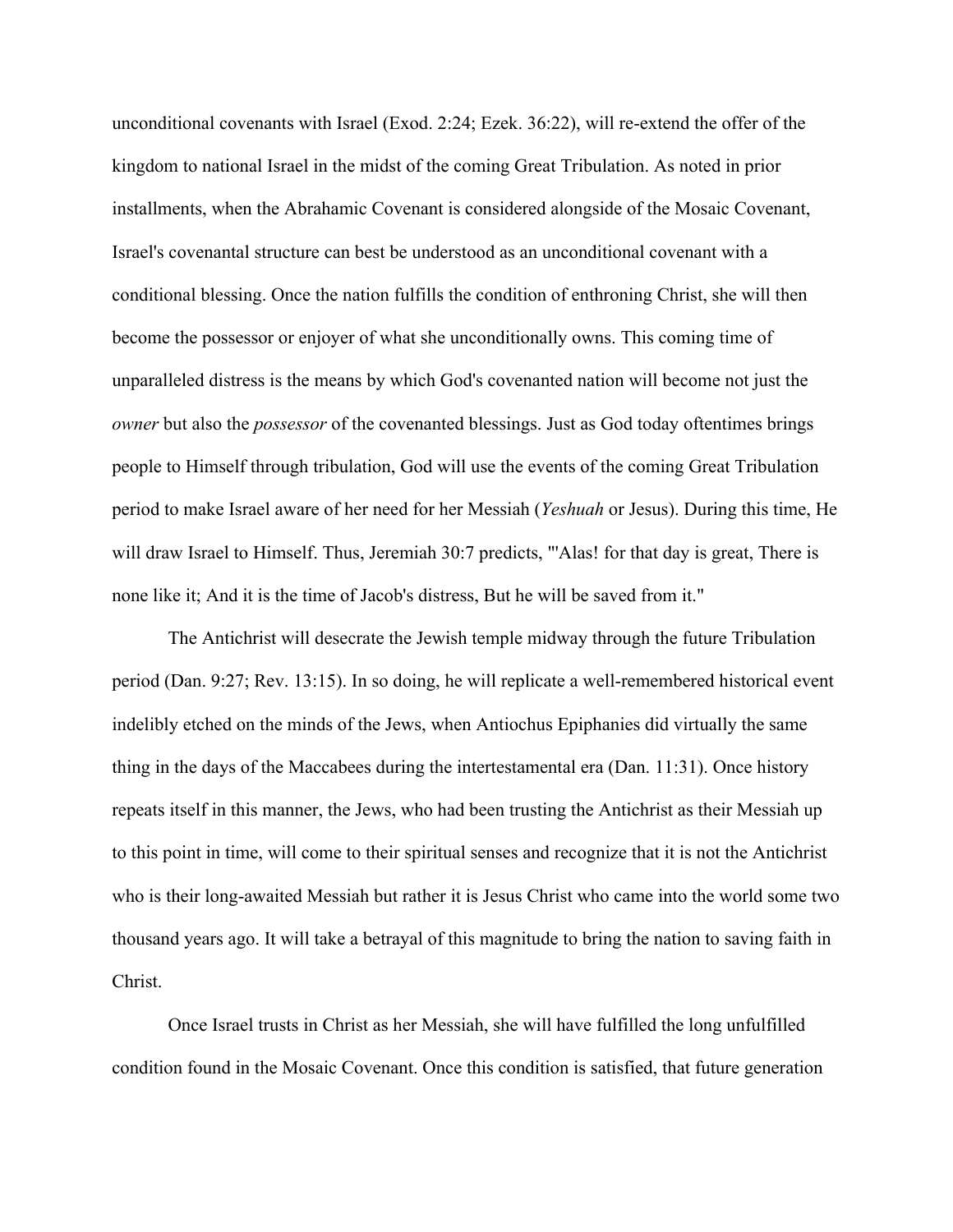unconditional covenants with Israel (Exod. 2:24; Ezek. 36:22), will re-extend the offer of the kingdom to national Israel in the midst of the coming Great Tribulation. As noted in prior installments, when the Abrahamic Covenant is considered alongside of the Mosaic Covenant, Israel's covenantal structure can best be understood as an unconditional covenant with a conditional blessing. Once the nation fulfills the condition of enthroning Christ, she will then become the possessor or enjoyer of what she unconditionally owns. This coming time of unparalleled distress is the means by which God's covenanted nation will become not just the *owner* but also the *possessor* of the covenanted blessings. Just as God today oftentimes brings people to Himself through tribulation, God will use the events of the coming Great Tribulation period to make Israel aware of her need for her Messiah (*Yeshuah* or Jesus). During this time, He will draw Israel to Himself. Thus, Jeremiah 30:7 predicts, "'Alas! for that day is great, There is none like it; And it is the time of Jacob's distress, But he will be saved from it."

The Antichrist will desecrate the Jewish temple midway through the future Tribulation period (Dan. 9:27; Rev. 13:15). In so doing, he will replicate a well-remembered historical event indelibly etched on the minds of the Jews, when Antiochus Epiphanies did virtually the same thing in the days of the Maccabees during the intertestamental era (Dan. 11:31). Once history repeats itself in this manner, the Jews, who had been trusting the Antichrist as their Messiah up to this point in time, will come to their spiritual senses and recognize that it is not the Antichrist who is their long-awaited Messiah but rather it is Jesus Christ who came into the world some two thousand years ago. It will take a betrayal of this magnitude to bring the nation to saving faith in Christ.

Once Israel trusts in Christ as her Messiah, she will have fulfilled the long unfulfilled condition found in the Mosaic Covenant. Once this condition is satisfied, that future generation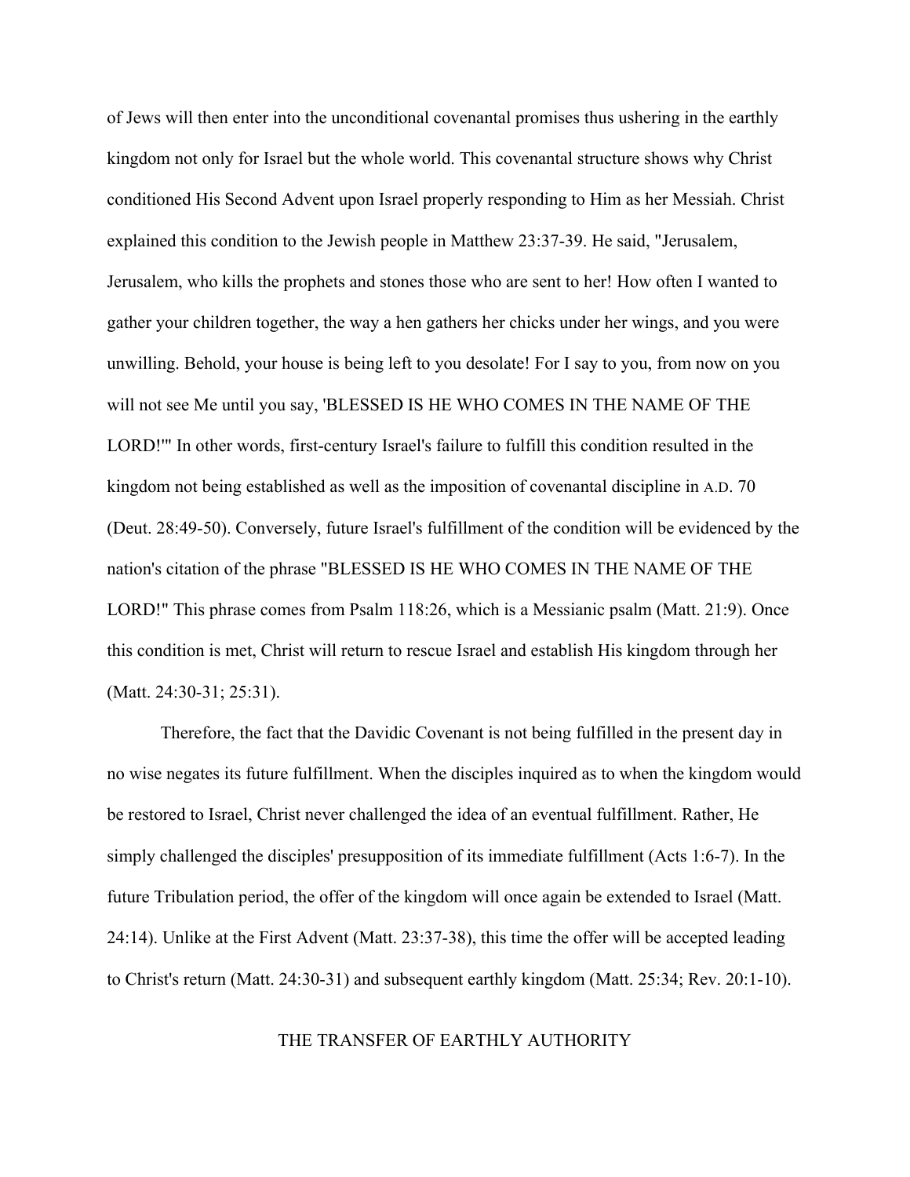of Jews will then enter into the unconditional covenantal promises thus ushering in the earthly kingdom not only for Israel but the whole world. This covenantal structure shows why Christ conditioned His Second Advent upon Israel properly responding to Him as her Messiah. Christ explained this condition to the Jewish people in Matthew 23:37-39. He said, "Jerusalem, Jerusalem, who kills the prophets and stones those who are sent to her! How often I wanted to gather your children together, the way a hen gathers her chicks under her wings, and you were unwilling. Behold, your house is being left to you desolate! For I say to you, from now on you will not see Me until you say, 'BLESSED IS HE WHO COMES IN THE NAME OF THE LORD!'" In other words, first-century Israel's failure to fulfill this condition resulted in the kingdom not being established as well as the imposition of covenantal discipline in A.D. 70 (Deut. 28:49-50). Conversely, future Israel's fulfillment of the condition will be evidenced by the nation's citation of the phrase "BLESSED IS HE WHO COMES IN THE NAME OF THE LORD!" This phrase comes from Psalm 118:26, which is a Messianic psalm (Matt. 21:9). Once this condition is met, Christ will return to rescue Israel and establish His kingdom through her (Matt. 24:30-31; 25:31).

Therefore, the fact that the Davidic Covenant is not being fulfilled in the present day in no wise negates its future fulfillment. When the disciples inquired as to when the kingdom would be restored to Israel, Christ never challenged the idea of an eventual fulfillment. Rather, He simply challenged the disciples' presupposition of its immediate fulfillment (Acts 1:6-7). In the future Tribulation period, the offer of the kingdom will once again be extended to Israel (Matt. 24:14). Unlike at the First Advent (Matt. 23:37-38), this time the offer will be accepted leading to Christ's return (Matt. 24:30-31) and subsequent earthly kingdom (Matt. 25:34; Rev. 20:1-10).

## THE TRANSFER OF EARTHLY AUTHORITY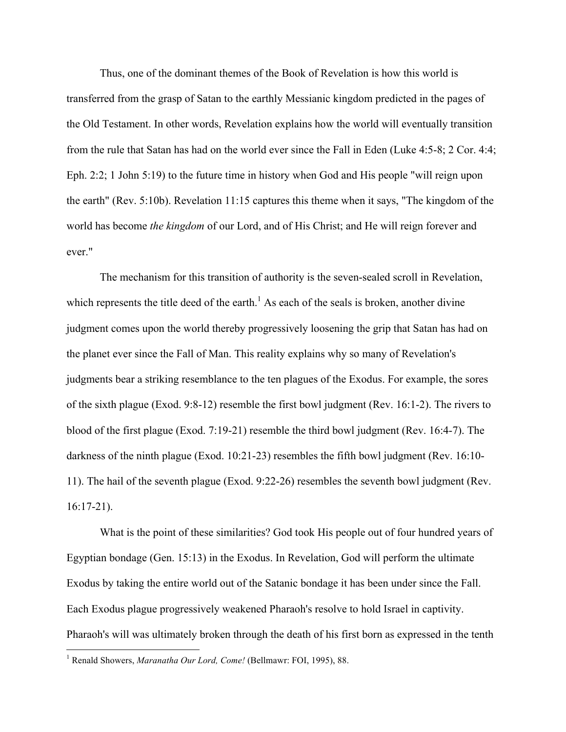Thus, one of the dominant themes of the Book of Revelation is how this world is transferred from the grasp of Satan to the earthly Messianic kingdom predicted in the pages of the Old Testament. In other words, Revelation explains how the world will eventually transition from the rule that Satan has had on the world ever since the Fall in Eden (Luke 4:5-8; 2 Cor. 4:4; Eph. 2:2; 1 John 5:19) to the future time in history when God and His people "will reign upon the earth" (Rev. 5:10b). Revelation 11:15 captures this theme when it says, "The kingdom of the world has become *the kingdom* of our Lord, and of His Christ; and He will reign forever and ever."

The mechanism for this transition of authority is the seven-sealed scroll in Revelation, which represents the title deed of the earth.[1] As each of the seals is broken, another divine judgment comes upon the world thereby progressively loosening the grip that Satan has had on the planet ever since the Fall of Man. This reality explains why so many of Revelation's judgments bear a striking resemblance to the ten plagues of the Exodus. For example, the sores of the sixth plague (Exod. 9:8-12) resemble the first bowl judgment (Rev. 16:1-2). The rivers to blood of the first plague (Exod. 7:19-21) resemble the third bowl judgment (Rev. 16:4-7). The darkness of the ninth plague (Exod. 10:21-23) resembles the fifth bowl judgment (Rev. 16:10-11). The hail of the seventh plague (Exod. 9:22-26) resembles the seventh bowl judgment (Rev. 16:17-21).

What is the point of these similarities? God took His people out of four hundred years of Egyptian bondage (Gen. 15:13) in the Exodus. In Revelation, God will perform the ultimate Exodus by taking the entire world out of the Satanic bondage it has been under since the Fall. Each Exodus plague progressively weakened Pharaoh's resolve to hold Israel in captivity. Pharaoh's will was ultimately broken through the death of his first born as expressed in the tenth

---

[1] Renald Showers, *Maranatha Our Lord, Come!* (Bellmawr: FOI, 1995), 88.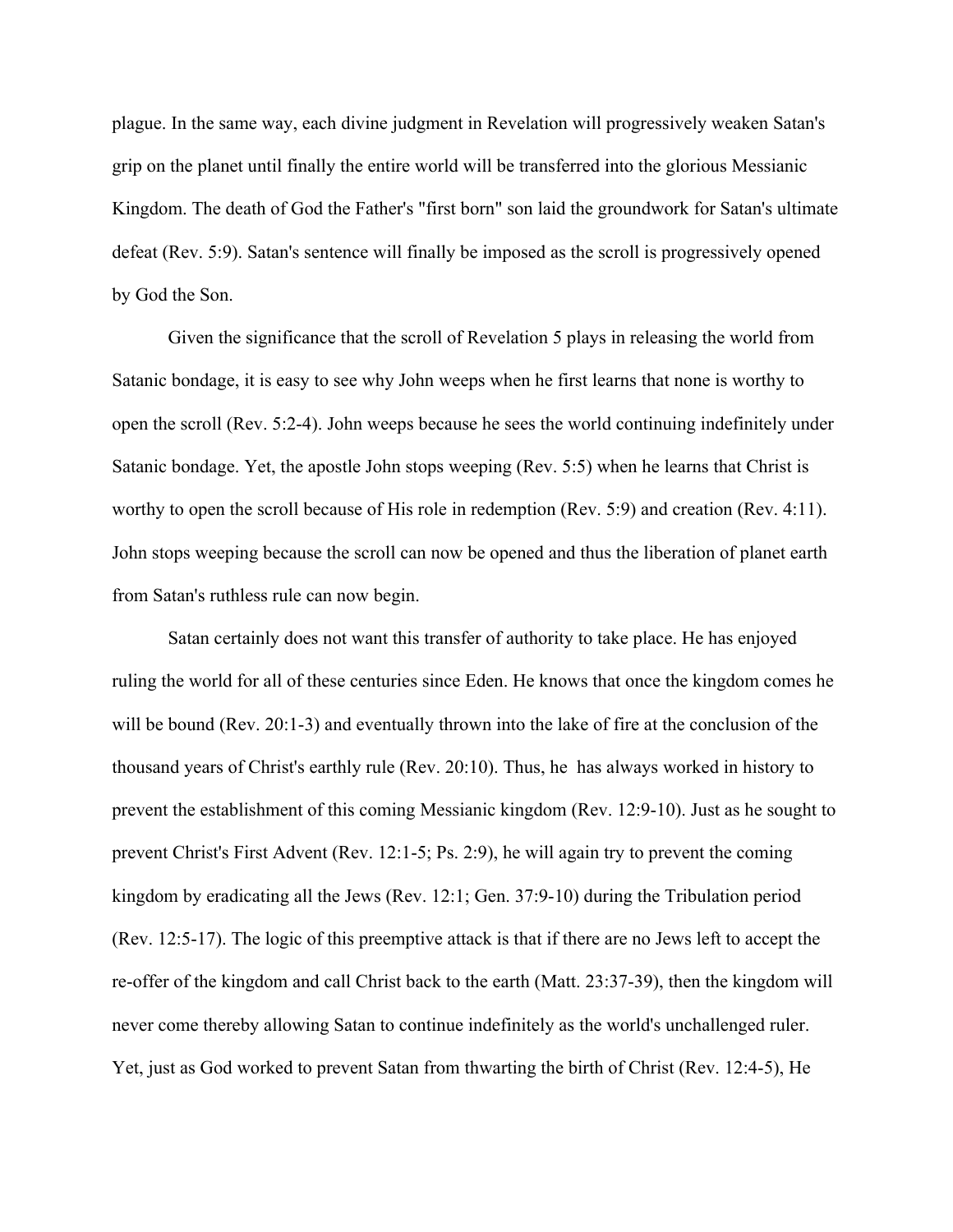plague. In the same way, each divine judgment in Revelation will progressively weaken Satan's grip on the planet until finally the entire world will be transferred into the glorious Messianic Kingdom. The death of God the Father's "first born" son laid the groundwork for Satan's ultimate defeat (Rev. 5:9). Satan's sentence will finally be imposed as the scroll is progressively opened by God the Son.

Given the significance that the scroll of Revelation 5 plays in releasing the world from Satanic bondage, it is easy to see why John weeps when he first learns that none is worthy to open the scroll (Rev. 5:2-4). John weeps because he sees the world continuing indefinitely under Satanic bondage. Yet, the apostle John stops weeping (Rev. 5:5) when he learns that Christ is worthy to open the scroll because of His role in redemption (Rev. 5:9) and creation (Rev. 4:11). John stops weeping because the scroll can now be opened and thus the liberation of planet earth from Satan's ruthless rule can now begin.

Satan certainly does not want this transfer of authority to take place. He has enjoyed ruling the world for all of these centuries since Eden. He knows that once the kingdom comes he will be bound (Rev. 20:1-3) and eventually thrown into the lake of fire at the conclusion of the thousand years of Christ's earthly rule (Rev. 20:10). Thus, he has always worked in history to prevent the establishment of this coming Messianic kingdom (Rev. 12:9-10). Just as he sought to prevent Christ's First Advent (Rev. 12:1-5; Ps. 2:9), he will again try to prevent the coming kingdom by eradicating all the Jews (Rev. 12:1; Gen. 37:9-10) during the Tribulation period (Rev. 12:5-17). The logic of this preemptive attack is that if there are no Jews left to accept the re-offer of the kingdom and call Christ back to the earth (Matt. 23:37-39), then the kingdom will never come thereby allowing Satan to continue indefinitely as the world's unchallenged ruler. Yet, just as God worked to prevent Satan from thwarting the birth of Christ (Rev. 12:4-5), He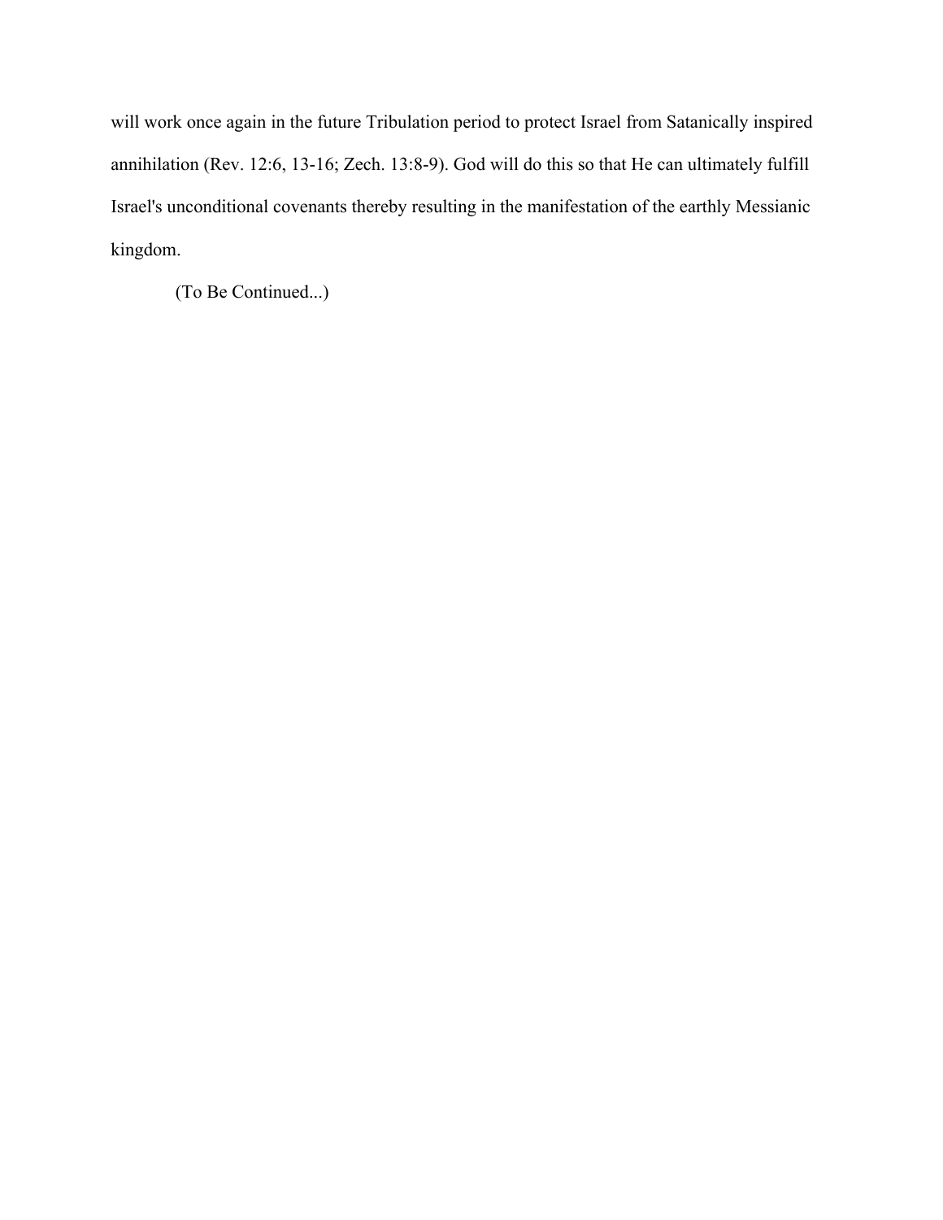will work once again in the future Tribulation period to protect Israel from Satanically inspired annihilation (Rev. 12:6, 13-16; Zech. 13:8-9). God will do this so that He can ultimately fulfill Israel's unconditional covenants thereby resulting in the manifestation of the earthly Messianic kingdom.

(To Be Continued...)